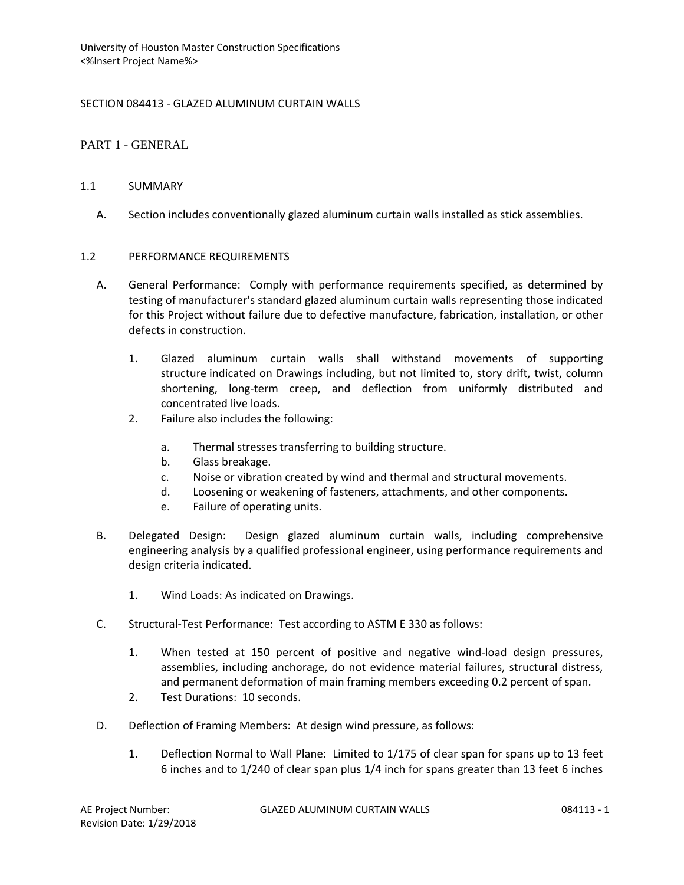# SECTION 084413 - GLAZED ALUMINUM CURTAIN WALLS

## PART 1 - GENERAL

### 1.1 SUMMARY

A. Section includes conventionally glazed aluminum curtain walls installed as stick assemblies.

### 1.2 PERFORMANCE REQUIREMENTS

A. General Performance: Comply with performance requirements specified, as determined by testing of manufacturer's standard glazed aluminum curtain walls representing those indicated for this Project without failure due to defective manufacture, fabrication, installation, or other defects in construction.

1. Glazed aluminum curtain walls shall withstand movements of supporting structure indicated on Drawings including, but not limited to, story drift, twist, column shortening, long-term creep, and deflection from uniformly distributed and concentrated live loads.
2. Failure also includes the following:
   a. Thermal stresses transferring to building structure.
   b. Glass breakage.
   c. Noise or vibration created by wind and thermal and structural movements.
   d. Loosening or weakening of fasteners, attachments, and other components.
   e. Failure of operating units.

B. Delegated Design: Design glazed aluminum curtain walls, including comprehensive engineering analysis by a qualified professional engineer, using performance requirements and design criteria indicated.

1. Wind Loads: As indicated on Drawings.

C. Structural-Test Performance: Test according to ASTM E 330 as follows:

1. When tested at 150 percent of positive and negative wind-load design pressures, assemblies, including anchorage, do not evidence material failures, structural distress, and permanent deformation of main framing members exceeding 0.2 percent of span.
2. Test Durations: 10 seconds.

D. Deflection of Framing Members: At design wind pressure, as follows:

1. Deflection Normal to Wall Plane: Limited to 1/175 of clear span for spans up to 13 feet 6 inches and to 1/240 of clear span plus 1/4 inch for spans greater than 13 feet 6 inches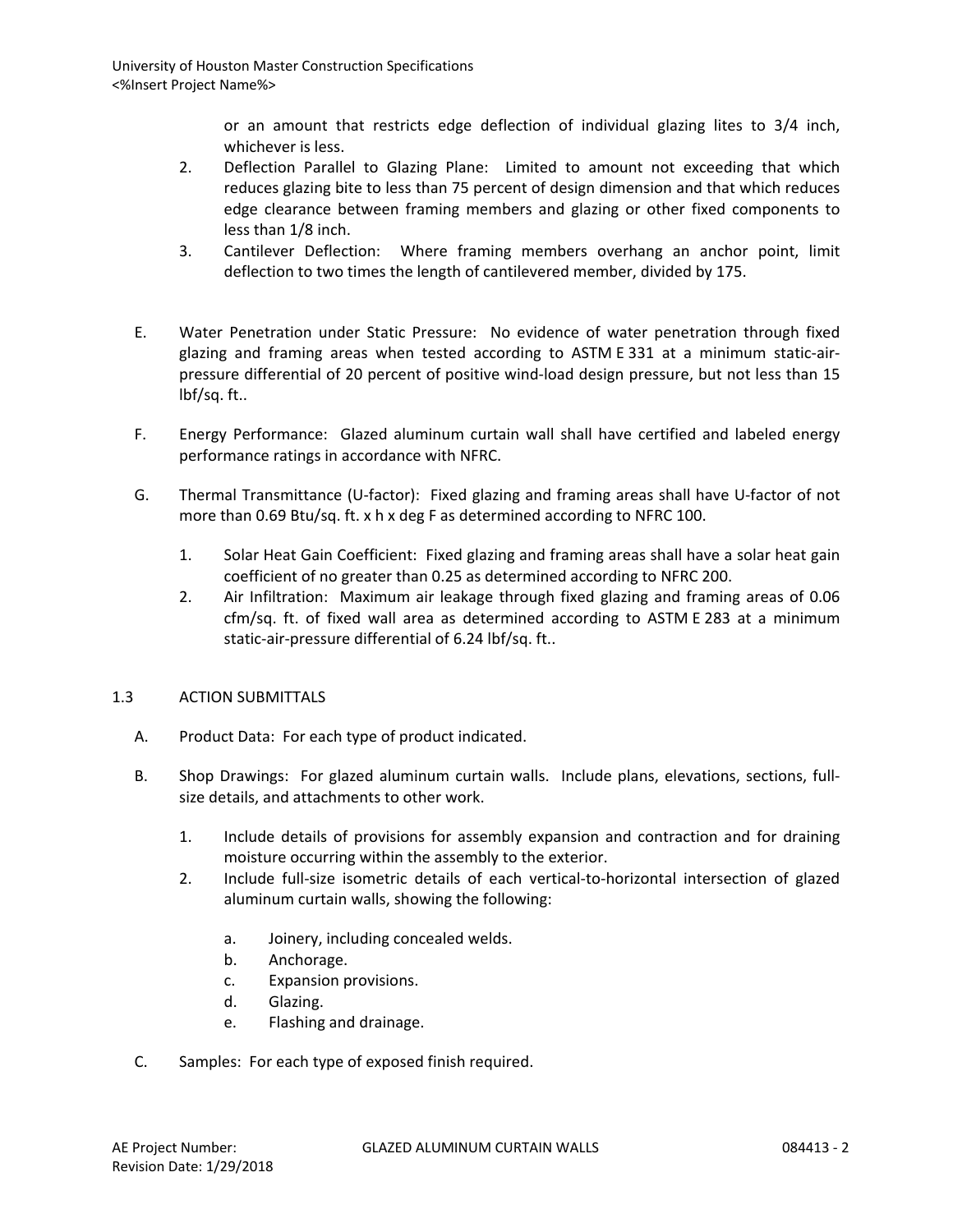or an amount that restricts edge deflection of individual glazing lites to 3/4 inch, whichever is less.

2. Deflection Parallel to Glazing Plane: Limited to amount not exceeding that which reduces glazing bite to less than 75 percent of design dimension and that which reduces edge clearance between framing members and glazing or other fixed components to less than 1/8 inch.
3. Cantilever Deflection: Where framing members overhang an anchor point, limit deflection to two times the length of cantilevered member, divided by 175.

E. Water Penetration under Static Pressure: No evidence of water penetration through fixed glazing and framing areas when tested according to ASTM E 331 at a minimum static-air-pressure differential of 20 percent of positive wind-load design pressure, but not less than 15 lbf/sq. ft..

F. Energy Performance: Glazed aluminum curtain wall shall have certified and labeled energy performance ratings in accordance with NFRC.

G. Thermal Transmittance (U-factor): Fixed glazing and framing areas shall have U-factor of not more than 0.69 Btu/sq. ft. x h x deg F as determined according to NFRC 100.

1. Solar Heat Gain Coefficient: Fixed glazing and framing areas shall have a solar heat gain coefficient of no greater than 0.25 as determined according to NFRC 200.
2. Air Infiltration: Maximum air leakage through fixed glazing and framing areas of 0.06 cfm/sq. ft. of fixed wall area as determined according to ASTM E 283 at a minimum static-air-pressure differential of 6.24 lbf/sq. ft..

## 1.3 ACTION SUBMITTALS

A. Product Data: For each type of product indicated.

B. Shop Drawings: For glazed aluminum curtain walls. Include plans, elevations, sections, full-size details, and attachments to other work.

1. Include details of provisions for assembly expansion and contraction and for draining moisture occurring within the assembly to the exterior.
2. Include full-size isometric details of each vertical-to-horizontal intersection of glazed aluminum curtain walls, showing the following:
   a. Joinery, including concealed welds.
   b. Anchorage.
   c. Expansion provisions.
   d. Glazing.
   e. Flashing and drainage.

C. Samples: For each type of exposed finish required.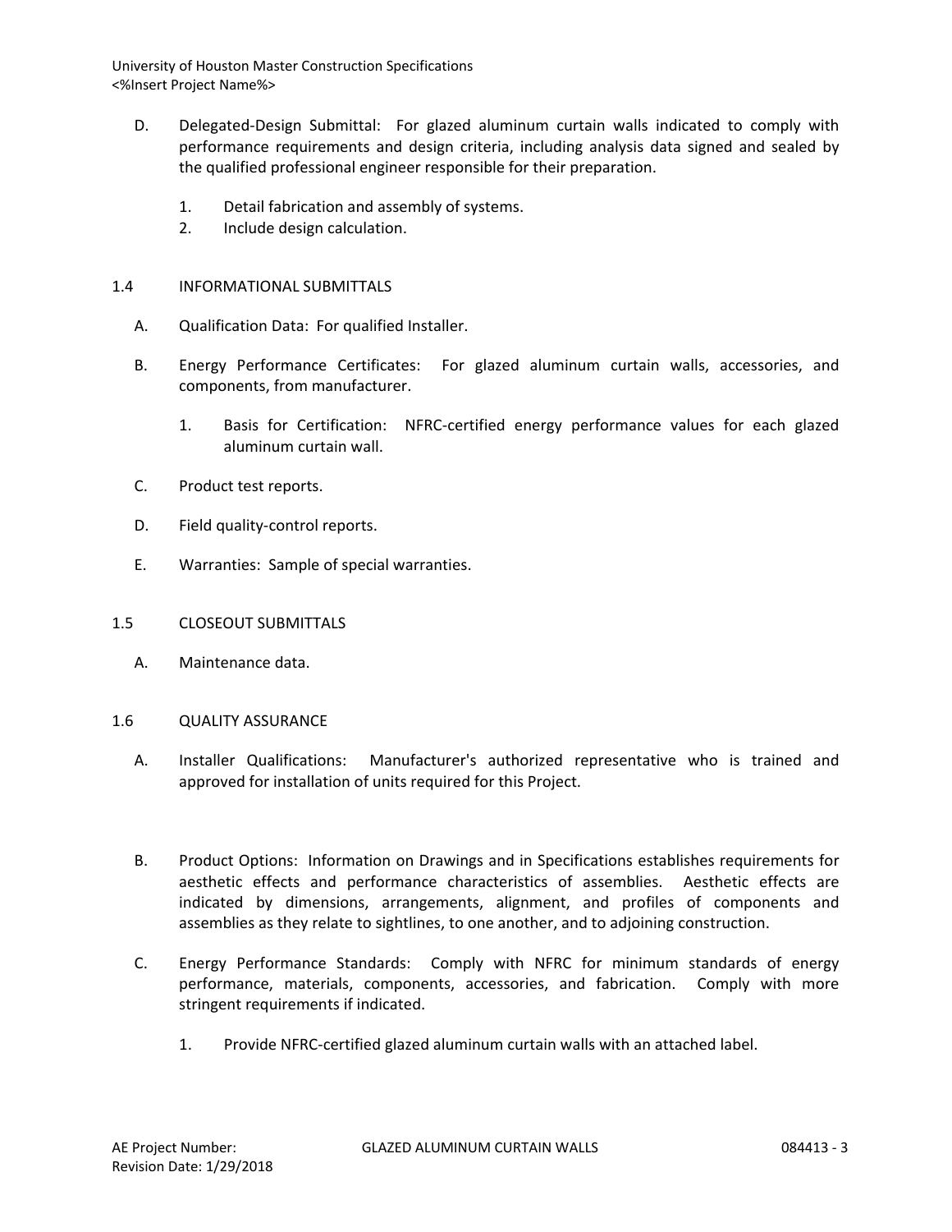D. Delegated-Design Submittal: For glazed aluminum curtain walls indicated to comply with performance requirements and design criteria, including analysis data signed and sealed by the qualified professional engineer responsible for their preparation.

   1. Detail fabrication and assembly of systems.
   2. Include design calculation.

## 1.4 INFORMATIONAL SUBMITTALS

A. Qualification Data: For qualified Installer.

B. Energy Performance Certificates: For glazed aluminum curtain walls, accessories, and components, from manufacturer.

   1. Basis for Certification: NFRC-certified energy performance values for each glazed aluminum curtain wall.

C. Product test reports.

D. Field quality-control reports.

E. Warranties: Sample of special warranties.

## 1.5 CLOSEOUT SUBMITTALS

A. Maintenance data.

## 1.6 QUALITY ASSURANCE

A. Installer Qualifications: Manufacturer's authorized representative who is trained and approved for installation of units required for this Project.

B. Product Options: Information on Drawings and in Specifications establishes requirements for aesthetic effects and performance characteristics of assemblies. Aesthetic effects are indicated by dimensions, arrangements, alignment, and profiles of components and assemblies as they relate to sightlines, to one another, and to adjoining construction.

C. Energy Performance Standards: Comply with NFRC for minimum standards of energy performance, materials, components, accessories, and fabrication. Comply with more stringent requirements if indicated.

   1. Provide NFRC-certified glazed aluminum curtain walls with an attached label.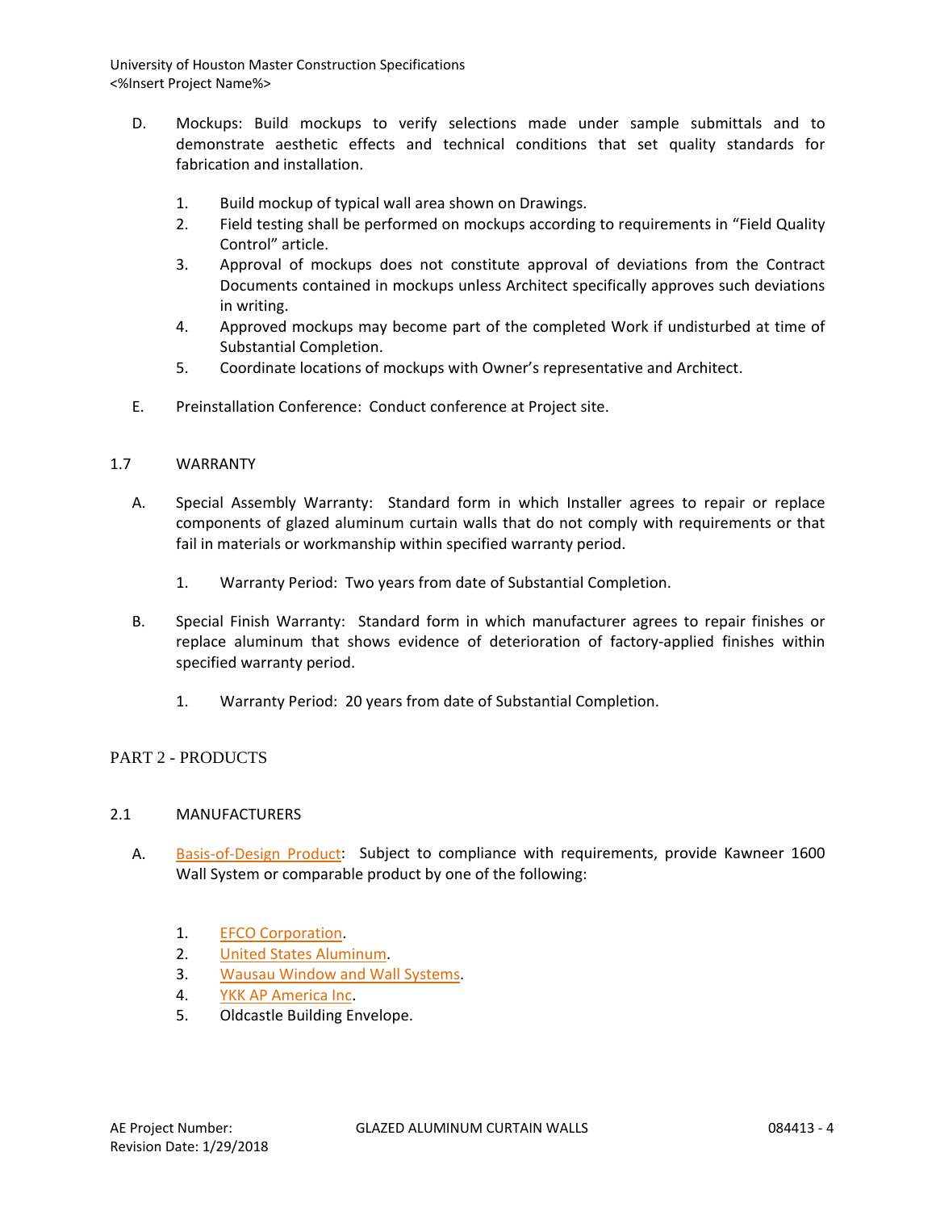D. Mockups: Build mockups to verify selections made under sample submittals and to demonstrate aesthetic effects and technical conditions that set quality standards for fabrication and installation.

   1. Build mockup of typical wall area shown on Drawings.
   2. Field testing shall be performed on mockups according to requirements in “Field Quality Control” article.
   3. Approval of mockups does not constitute approval of deviations from the Contract Documents contained in mockups unless Architect specifically approves such deviations in writing.
   4. Approved mockups may become part of the completed Work if undisturbed at time of Substantial Completion.
   5. Coordinate locations of mockups with Owner’s representative and Architect.

E. Preinstallation Conference: Conduct conference at Project site.

## 1.7 WARRANTY

A. Special Assembly Warranty: Standard form in which Installer agrees to repair or replace components of glazed aluminum curtain walls that do not comply with requirements or that fail in materials or workmanship within specified warranty period.

   1. Warranty Period: Two years from date of Substantial Completion.

B. Special Finish Warranty: Standard form in which manufacturer agrees to repair finishes or replace aluminum that shows evidence of deterioration of factory-applied finishes within specified warranty period.

   1. Warranty Period: 20 years from date of Substantial Completion.

# PART 2 - PRODUCTS

## 2.1 MANUFACTURERS

A. Basis-of-Design Product: Subject to compliance with requirements, provide Kawneer 1600 Wall System or comparable product by one of the following:

   1. EFCO Corporation.
   2. United States Aluminum.
   3. Wausau Window and Wall Systems.
   4. YKK AP America Inc.
   5. Oldcastle Building Envelope.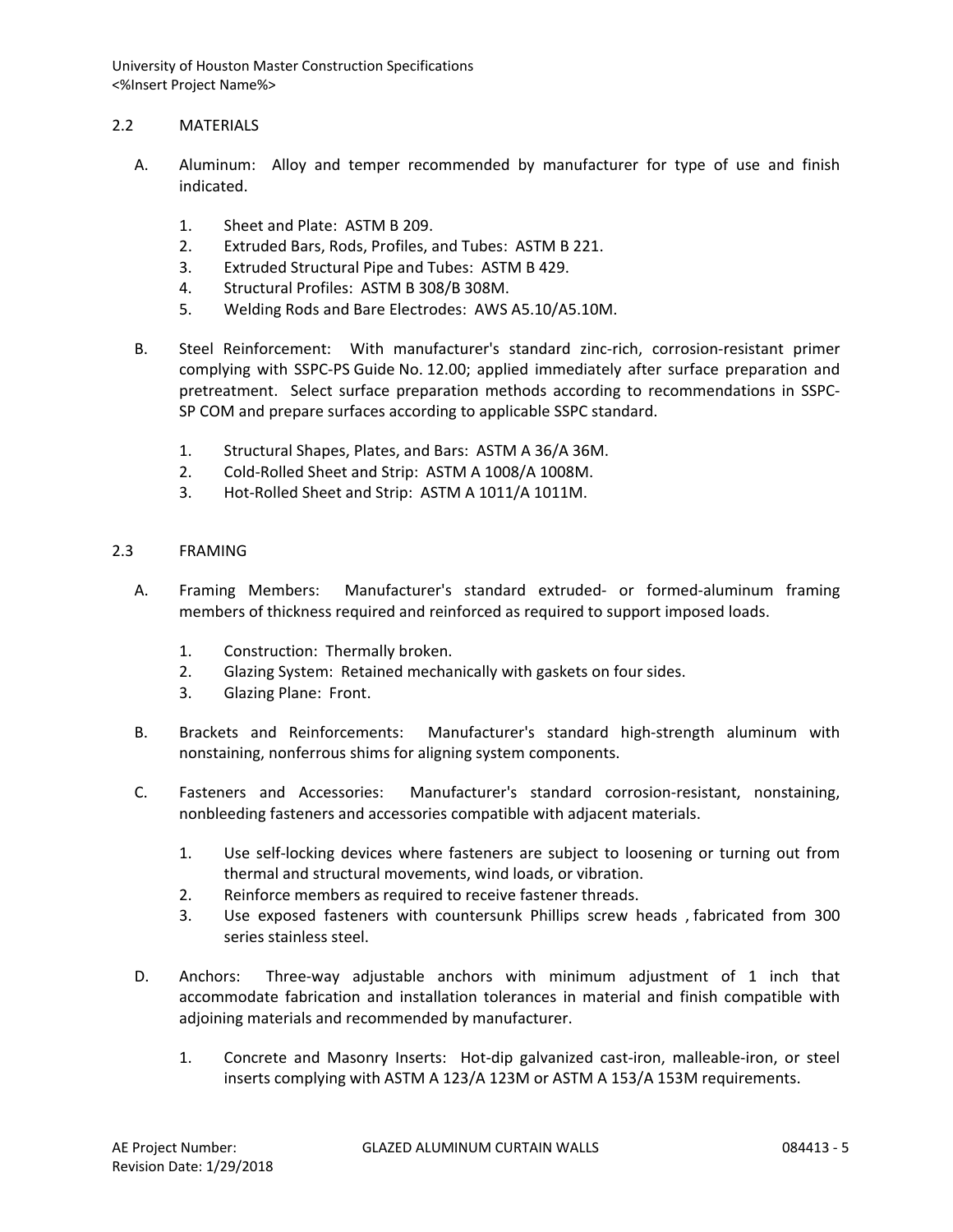## 2.2 MATERIALS

A. Aluminum: Alloy and temper recommended by manufacturer for type of use and finish indicated.

1. Sheet and Plate: ASTM B 209.
2. Extruded Bars, Rods, Profiles, and Tubes: ASTM B 221.
3. Extruded Structural Pipe and Tubes: ASTM B 429.
4. Structural Profiles: ASTM B 308/B 308M.
5. Welding Rods and Bare Electrodes: AWS A5.10/A5.10M.

B. Steel Reinforcement: With manufacturer's standard zinc-rich, corrosion-resistant primer complying with SSPC-PS Guide No. 12.00; applied immediately after surface preparation and pretreatment. Select surface preparation methods according to recommendations in SSPC-SP COM and prepare surfaces according to applicable SSPC standard.

1. Structural Shapes, Plates, and Bars: ASTM A 36/A 36M.
2. Cold-Rolled Sheet and Strip: ASTM A 1008/A 1008M.
3. Hot-Rolled Sheet and Strip: ASTM A 1011/A 1011M.

## 2.3 FRAMING

A. Framing Members: Manufacturer's standard extruded- or formed-aluminum framing members of thickness required and reinforced as required to support imposed loads.

1. Construction: Thermally broken.
2. Glazing System: Retained mechanically with gaskets on four sides.
3. Glazing Plane: Front.

B. Brackets and Reinforcements: Manufacturer's standard high-strength aluminum with nonstaining, nonferrous shims for aligning system components.

C. Fasteners and Accessories: Manufacturer's standard corrosion-resistant, nonstaining, nonbleeding fasteners and accessories compatible with adjacent materials.

1. Use self-locking devices where fasteners are subject to loosening or turning out from thermal and structural movements, wind loads, or vibration.
2. Reinforce members as required to receive fastener threads.
3. Use exposed fasteners with countersunk Phillips screw heads , fabricated from 300 series stainless steel.

D. Anchors: Three-way adjustable anchors with minimum adjustment of 1 inch that accommodate fabrication and installation tolerances in material and finish compatible with adjoining materials and recommended by manufacturer.

1. Concrete and Masonry Inserts: Hot-dip galvanized cast-iron, malleable-iron, or steel inserts complying with ASTM A 123/A 123M or ASTM A 153/A 153M requirements.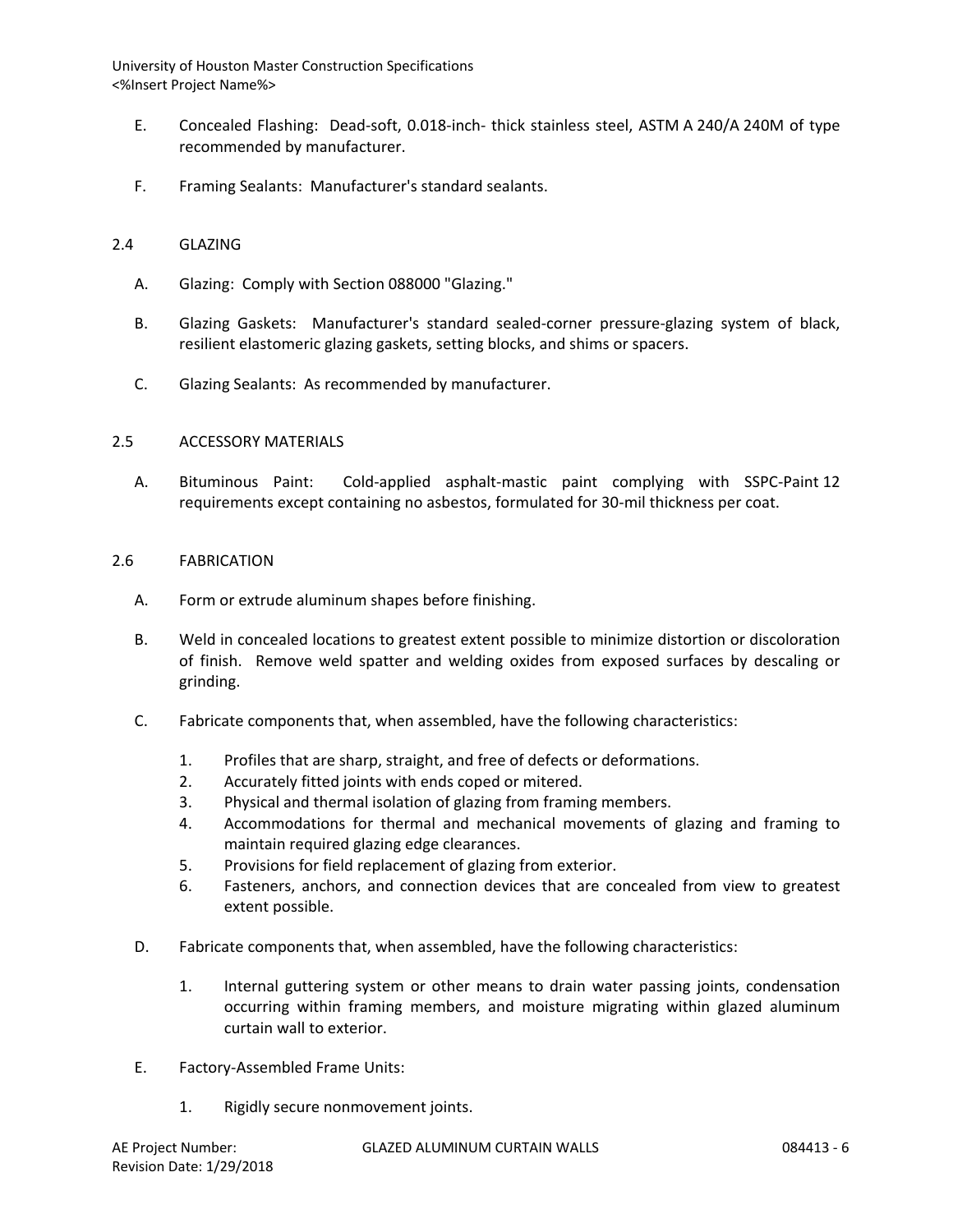E. Concealed Flashing: Dead-soft, 0.018-inch- thick stainless steel, ASTM A 240/A 240M of type recommended by manufacturer.

F. Framing Sealants: Manufacturer's standard sealants.

## 2.4 GLAZING

A. Glazing: Comply with Section 088000 "Glazing."

B. Glazing Gaskets: Manufacturer's standard sealed-corner pressure-glazing system of black, resilient elastomeric glazing gaskets, setting blocks, and shims or spacers.

C. Glazing Sealants: As recommended by manufacturer.

## 2.5 ACCESSORY MATERIALS

A. Bituminous Paint: Cold-applied asphalt-mastic paint complying with SSPC-Paint 12 requirements except containing no asbestos, formulated for 30-mil thickness per coat.

## 2.6 FABRICATION

A. Form or extrude aluminum shapes before finishing.

B. Weld in concealed locations to greatest extent possible to minimize distortion or discoloration of finish. Remove weld spatter and welding oxides from exposed surfaces by descaling or grinding.

C. Fabricate components that, when assembled, have the following characteristics:

1. Profiles that are sharp, straight, and free of defects or deformations.
2. Accurately fitted joints with ends coped or mitered.
3. Physical and thermal isolation of glazing from framing members.
4. Accommodations for thermal and mechanical movements of glazing and framing to maintain required glazing edge clearances.
5. Provisions for field replacement of glazing from exterior.
6. Fasteners, anchors, and connection devices that are concealed from view to greatest extent possible.

D. Fabricate components that, when assembled, have the following characteristics:

1. Internal guttering system or other means to drain water passing joints, condensation occurring within framing members, and moisture migrating within glazed aluminum curtain wall to exterior.

E. Factory-Assembled Frame Units:

1. Rigidly secure nonmovement joints.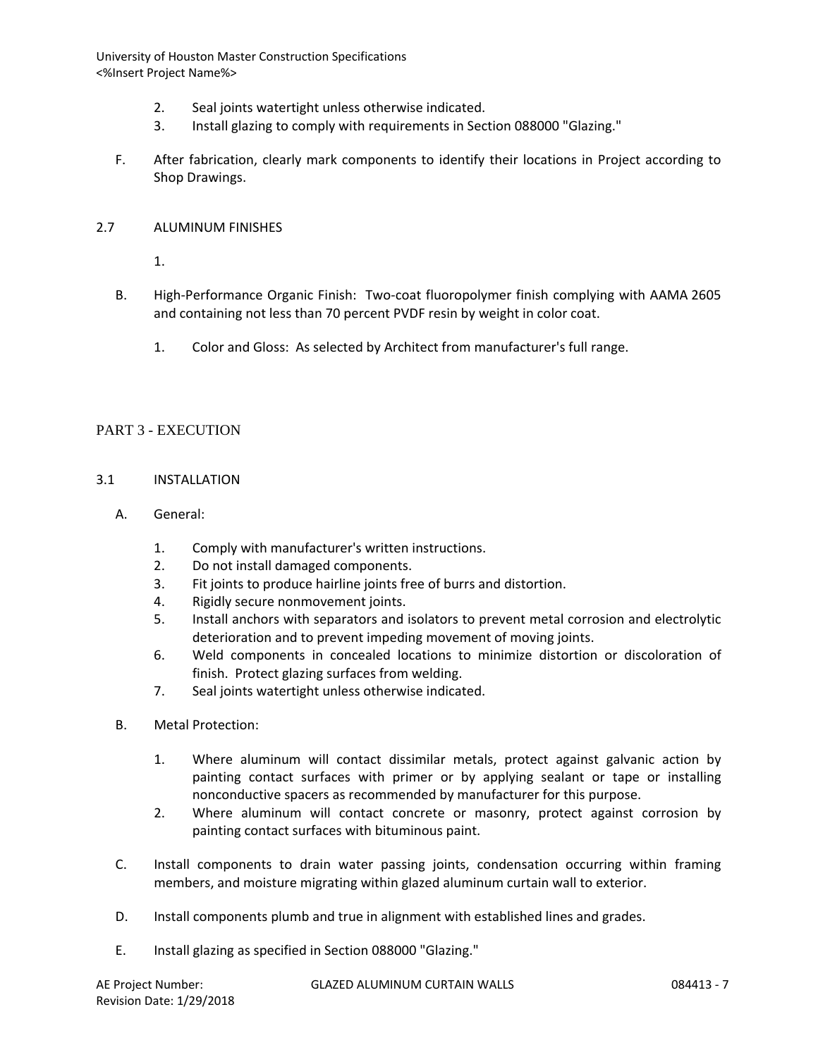2. Seal joints watertight unless otherwise indicated.
3. Install glazing to comply with requirements in Section 088000 "Glazing."

F. After fabrication, clearly mark components to identify their locations in Project according to Shop Drawings.

### 2.7 ALUMINUM FINISHES

1.

B. High-Performance Organic Finish: Two-coat fluoropolymer finish complying with AAMA 2605 and containing not less than 70 percent PVDF resin by weight in color coat.

1. Color and Gloss: As selected by Architect from manufacturer's full range.

## PART 3 - EXECUTION

### 3.1 INSTALLATION

A. General:

1. Comply with manufacturer's written instructions.
2. Do not install damaged components.
3. Fit joints to produce hairline joints free of burrs and distortion.
4. Rigidly secure nonmovement joints.
5. Install anchors with separators and isolators to prevent metal corrosion and electrolytic deterioration and to prevent impeding movement of moving joints.
6. Weld components in concealed locations to minimize distortion or discoloration of finish. Protect glazing surfaces from welding.
7. Seal joints watertight unless otherwise indicated.

B. Metal Protection:

1. Where aluminum will contact dissimilar metals, protect against galvanic action by painting contact surfaces with primer or by applying sealant or tape or installing nonconductive spacers as recommended by manufacturer for this purpose.
2. Where aluminum will contact concrete or masonry, protect against corrosion by painting contact surfaces with bituminous paint.

C. Install components to drain water passing joints, condensation occurring within framing members, and moisture migrating within glazed aluminum curtain wall to exterior.

D. Install components plumb and true in alignment with established lines and grades.

E. Install glazing as specified in Section 088000 "Glazing."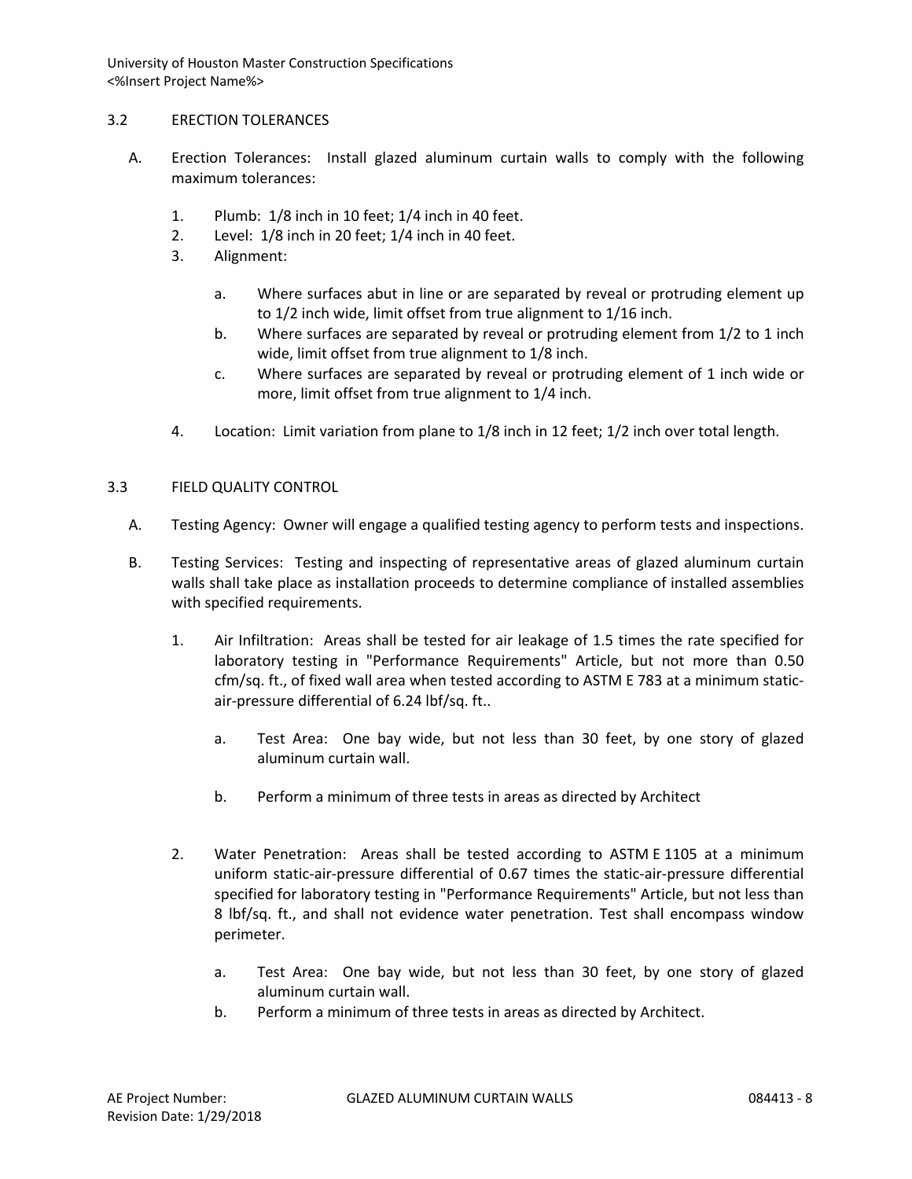## 3.2 ERECTION TOLERANCES

A. Erection Tolerances: Install glazed aluminum curtain walls to comply with the following maximum tolerances:

1. Plumb: 1/8 inch in 10 feet; 1/4 inch in 40 feet.
2. Level: 1/8 inch in 20 feet; 1/4 inch in 40 feet.
3. Alignment:

    a. Where surfaces abut in line or are separated by reveal or protruding element up to 1/2 inch wide, limit offset from true alignment to 1/16 inch.

    b. Where surfaces are separated by reveal or protruding element from 1/2 to 1 inch wide, limit offset from true alignment to 1/8 inch.

    c. Where surfaces are separated by reveal or protruding element of 1 inch wide or more, limit offset from true alignment to 1/4 inch.

4. Location: Limit variation from plane to 1/8 inch in 12 feet; 1/2 inch over total length.

## 3.3 FIELD QUALITY CONTROL

A. Testing Agency: Owner will engage a qualified testing agency to perform tests and inspections.

B. Testing Services: Testing and inspecting of representative areas of glazed aluminum curtain walls shall take place as installation proceeds to determine compliance of installed assemblies with specified requirements.

1. Air Infiltration: Areas shall be tested for air leakage of 1.5 times the rate specified for laboratory testing in "Performance Requirements" Article, but not more than 0.50 cfm/sq. ft., of fixed wall area when tested according to ASTM E 783 at a minimum static-air-pressure differential of 6.24 lbf/sq. ft..

    a. Test Area: One bay wide, but not less than 30 feet, by one story of glazed aluminum curtain wall.

    b. Perform a minimum of three tests in areas as directed by Architect

2. Water Penetration: Areas shall be tested according to ASTM E 1105 at a minimum uniform static-air-pressure differential of 0.67 times the static-air-pressure differential specified for laboratory testing in "Performance Requirements" Article, but not less than 8 lbf/sq. ft., and shall not evidence water penetration. Test shall encompass window perimeter.

    a. Test Area: One bay wide, but not less than 30 feet, by one story of glazed aluminum curtain wall.

    b. Perform a minimum of three tests in areas as directed by Architect.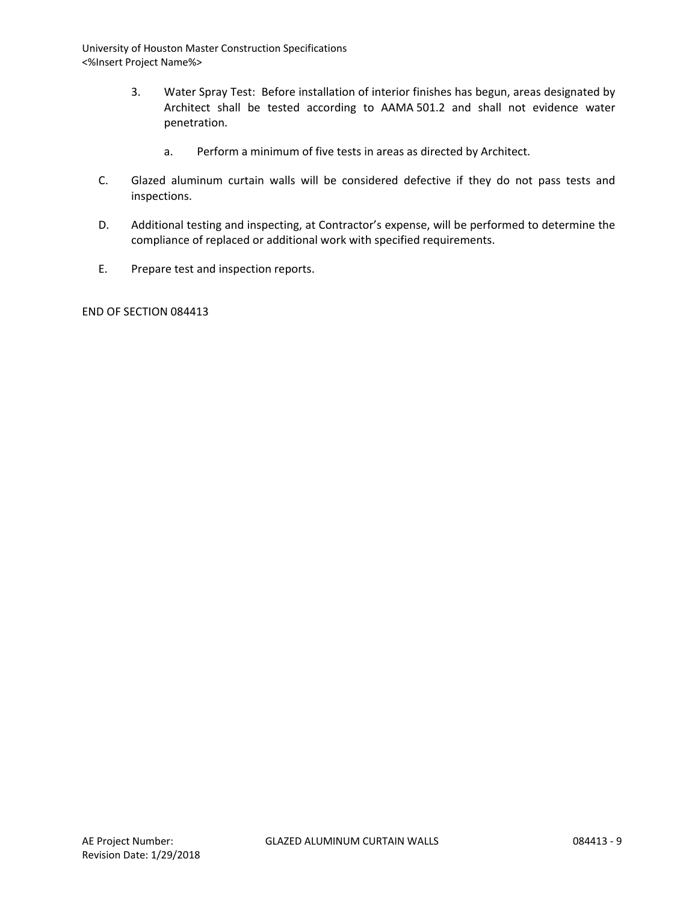3. Water Spray Test: Before installation of interior finishes has begun, areas designated by Architect shall be tested according to AAMA 501.2 and shall not evidence water penetration.

   a. Perform a minimum of five tests in areas as directed by Architect.

C. Glazed aluminum curtain walls will be considered defective if they do not pass tests and inspections.

D. Additional testing and inspecting, at Contractor's expense, will be performed to determine the compliance of replaced or additional work with specified requirements.

E. Prepare test and inspection reports.

END OF SECTION 084413